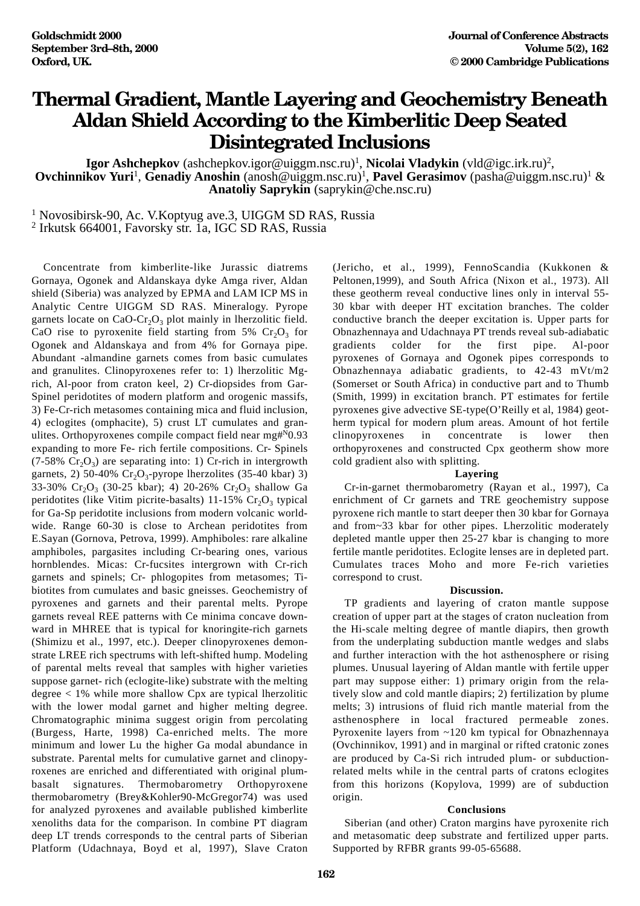# Thermal Gradient, Mantle Layering and Geochemistry Beneath Aldan Shield According to the Kimberlitic Deep Seated Disintegrated Inclusions

**Igor Ashchepkov** (ashchepkov.igor@uiggm.nsc.ru)[1], **Nicolai Vladykin** (vld@igc.irk.ru)[2], **Ovchinnikov Yuri**[1], **Genadiy Anoshin** (anosh@uiggm.nsc.ru)[1], **Pavel Gerasimov** (pasha@uiggm.nsc.ru)[1] & **Anatoliy Saprykin** (saprykin@che.nsc.ru)

[1] Novosibirsk-90, Ac. V.Koptyug ave.3, UIGGM SD RAS, Russia
[2] Irkutsk 664001, Favorsky str. 1a, IGC SD RAS, Russia

Concentrate from kimberlite-like Jurassic diatrems Gornaya, Ogonek and Aldanskaya dyke Amga river, Aldan shield (Siberia) was analyzed by EPMA and LAM ICP MS in Analytic Centre UIGGM SD RAS. Mineralogy. Pyrope garnets locate on $CaO$-$Cr_2O_3$ plot mainly in lherzolitic field. CaO rise to pyroxenite field starting from 5% $Cr_2O_3$ for Ogonek and Aldanskaya and from 4% for Gornaya pipe. Abundant -almandine garnets comes from basic cumulates and granulites. Clinopyroxenes refer to: 1) lherzolitic Mg-rich, Al-poor from craton keel, 2) Cr-diopsides from Gar-Spinel peridotites of modern platform and orogenic massifs, 3) Fe-Cr-rich metasomes containing mica and fluid inclusion, 4) eclogites (omphacite), 5) crust LT cumulates and granulites. Orthopyroxenes compile compact field near mg#$^N$0.93 expanding to more Fe- rich fertile compositions. Cr- Spinels (7-58% $Cr_2O_3$) are separating into: 1) Cr-rich in intergrowth garnets, 2) 50-40% $Cr_2O_3$-pyrope lherzolites (35-40 kbar) 3) 33-30% $Cr_2O_3$ (30-25 kbar); 4) 20-26% $Cr_2O_3$ shallow Ga peridotites (like Vitim picrite-basalts) 11-15% $Cr_2O_3$ typical for Ga-Sp peridotite inclusions from modern volcanic worldwide. Range 60-30 is close to Archean peridotites from E.Sayan (Gornova, Petrova, 1999). Amphiboles: rare alkaline amphiboles, pargasites including Cr-bearing ones, various hornblendes. Micas: Cr-fucsites intergrown with Cr-rich garnets and spinels; Cr- phlogopites from metasomes; Ti-biotites from cumulates and basic gneisses. Geochemistry of pyroxenes and garnets and their parental melts. Pyrope garnets reveal REE patterns with Ce minima concave downward in MHREE that is typical for knoringite-rich garnets (Shimizu et al., 1997, etc.). Deeper clinopyroxenes demonstrate LREE rich spectrums with left-shifted hump. Modeling of parental melts reveal that samples with higher varieties suppose garnet- rich (eclogite-like) substrate with the melting degree < 1% while more shallow Cpx are typical lherzolitic with the lower modal garnet and higher melting degree. Chromatographic minima suggest origin from percolating (Burgess, Harte, 1998) Ca-enriched melts. The more minimum and lower Lu the higher Ga modal abundance in substrate. Parental melts for cumulative garnet and clinopyroxenes are enriched and differentiated with original plum-basalt signatures. Thermobarometry Orthopyroxene thermobarometry (Brey&Kohler90-McGregor74) was used for analyzed pyroxenes and available published kimberlite xenoliths data for the comparison. In combine PT diagram deep LT trends corresponds to the central parts of Siberian Platform (Udachnaya, Boyd et al, 1997), Slave Craton (Jericho, et al., 1999), FennoScandia (Kukkonen & Peltonen,1999), and South Africa (Nixon et al., 1973). All these geotherm reveal conductive lines only in interval 55-30 kbar with deeper HT excitation branches. The colder conductive branch the deeper excitation is. Upper parts for Obnazhennaya and Udachnaya PT trends reveal sub-adiabatic gradients colder for the first pipe. Al-poor pyroxenes of Gornaya and Ogonek pipes corresponds to Obnazhennaya adiabatic gradients, to 42-43 mVt/m2 (Somerset or South Africa) in conductive part and to Thumb (Smith, 1999) in excitation branch. PT estimates for fertile pyroxenes give advective SE-type(O'Reilly et al, 1984) geotherm typical for modern plum areas. Amount of hot fertile clinopyroxenes in concentrate is lower then orthopyroxenes and constructed Cpx geotherm show more cold gradient also with splitting.

### Layering

Cr-in-garnet thermobarometry (Rayan et al., 1997), Ca enrichment of Cr garnets and TRE geochemistry suppose pyroxene rich mantle to start deeper then 30 kbar for Gornaya and from~33 kbar for other pipes. Lherzolitic moderately depleted mantle upper then 25-27 kbar is changing to more fertile mantle peridotites. Eclogite lenses are in depleted part. Cumulates traces Moho and more Fe-rich varieties correspond to crust.

### Discussion.

TP gradients and layering of craton mantle suppose creation of upper part at the stages of craton nucleation from the Hi-scale melting degree of mantle diapirs, then growth from the underplating subduction mantle wedges and slabs and further interaction with the hot asthenosphere or rising plumes. Unusual layering of Aldan mantle with fertile upper part may suppose either: 1) primary origin from the relatively slow and cold mantle diapirs; 2) fertilization by plume melts; 3) intrusions of fluid rich mantle material from the asthenosphere in local fractured permeable zones. Pyroxenite layers from ~120 km typical for Obnazhennaya (Ovchinnikov, 1991) and in marginal or rifted cratonic zones are produced by Ca-Si rich intruded plum- or subduction-related melts while in the central parts of cratons eclogites from this horizons (Kopylova, 1999) are of subduction origin.

### Conclusions

Siberian (and other) Craton margins have pyroxenite rich and metasomatic deep substrate and fertilized upper parts. Supported by RFBR grants 99-05-65688.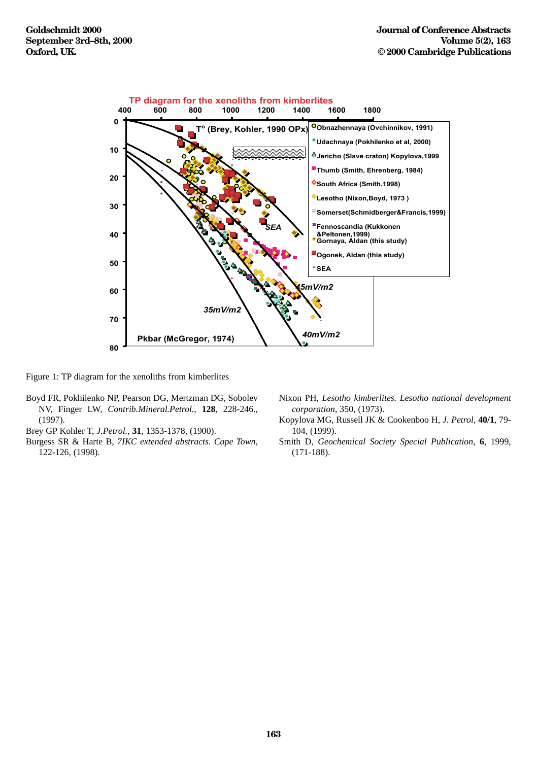TP diagram for the xenoliths from kimberlites

400 600 800 1000 1200 1400 1600 1800

0 10 20 30 40 50 60 70 80

T° (Brey, Kohler, 1990 OPx)

Obnazhennaya (Ovchinnikov, 1991)

Udachnaya (Pokhilenko et al, 2000)

Jericho (Slave craton) Kopylova,1999

Thumb (Smith, Ehrenberg, 1984)

South Africa (Smith,1998)

Lesotho (Nixon,Boyd, 1973 )

Somerset(Schmidberger&Francis,1999)

Fennoscandia (Kukkonen &Peltonen,1999)

Gornaya, Aldan (this study)

Ogonek, Aldan (this study)

SEA

SEA

45mV/m2

35mV/m2

40mV/m2

Pkbar (McGregor, 1974)

Figure 1: TP diagram for the xenoliths from kimberlites

Boyd FR, Pokhilenko NP, Pearson DG, Mertzman DG, Sobolev NV, Finger LW, *Contrib.Mineral.Petrol.*, **128**, 228-246., (1997).

Brey GP Kohler T, *J.Petrol.*, **31**, 1353-1378, (1900).

Burgess SR & Harte B, *7IKC extended abstracts. Cape Town*, 122-126, (1998).

Nixon PH, *Lesotho kimberlites. Lesotho national development corporation*, 350, (1973).

Kopylova MG, Russell JK & Cookenboo H, *J. Petrol*, **40/1**, 79-104, (1999).

Smith D, *Geochemical Society Special Publication*, **6**, 1999, (171-188).